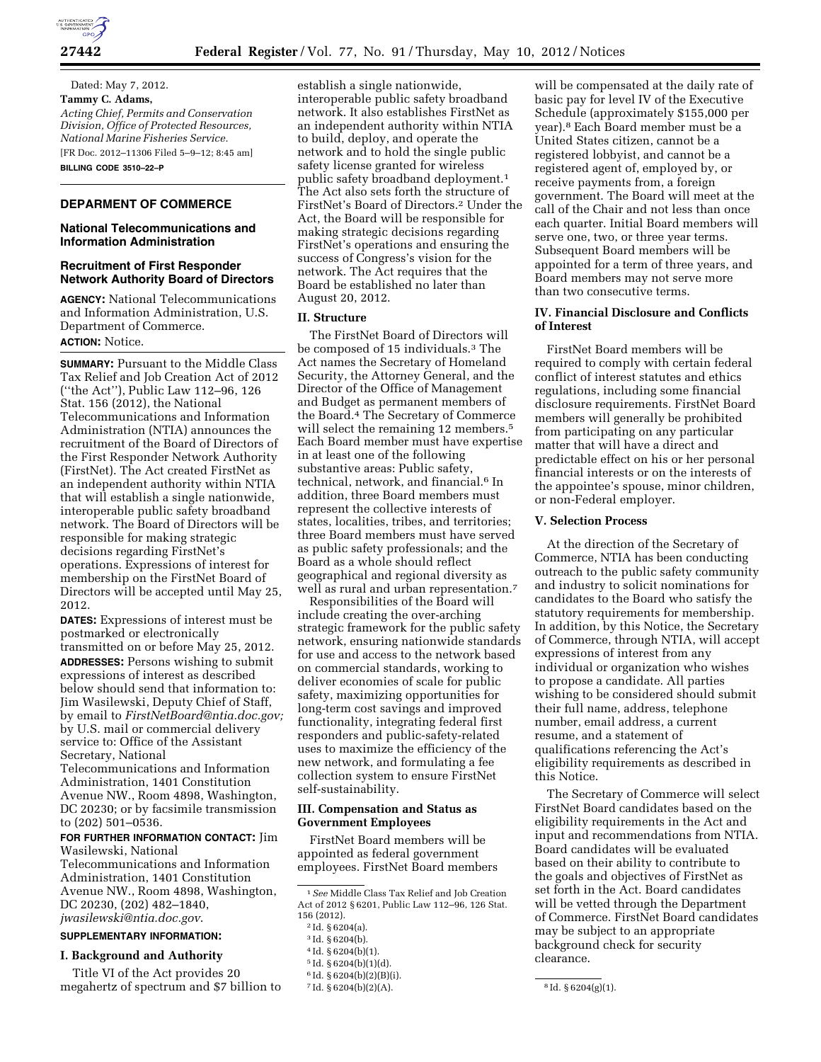Dated: May 7, 2012.

**Tammy C. Adams,**

*Acting Chief, Permits and Conservation Division, Office of Protected Resources, National Marine Fisheries Service.*

[FR Doc. 2012–11306 Filed 5–9–12; 8:45 am]

**BILLING CODE 3510–22–P**

## DEPARMENT OF COMMERCE

### National Telecommunications and Information Administration

### Recruitment of First Responder Network Authority Board of Directors

**AGENCY:** National Telecommunications and Information Administration, U.S. Department of Commerce.

**ACTION:** Notice.

**SUMMARY:** Pursuant to the Middle Class Tax Relief and Job Creation Act of 2012 (''the Act''), Public Law 112–96, 126 Stat. 156 (2012), the National Telecommunications and Information Administration (NTIA) announces the recruitment of the Board of Directors of the First Responder Network Authority (FirstNet). The Act created FirstNet as an independent authority within NTIA that will establish a single nationwide, interoperable public safety broadband network. The Board of Directors will be responsible for making strategic decisions regarding FirstNet's operations. Expressions of interest for membership on the FirstNet Board of Directors will be accepted until May 25, 2012.

**DATES:** Expressions of interest must be postmarked or electronically transmitted on or before May 25, 2012.

**ADDRESSES:** Persons wishing to submit expressions of interest as described below should send that information to: Jim Wasilewski, Deputy Chief of Staff, by email to *FirstNetBoard@ntia.doc.gov;* by U.S. mail or commercial delivery service to: Office of the Assistant Secretary, National Telecommunications and Information Administration, 1401 Constitution Avenue NW., Room 4898, Washington, DC 20230; or by facsimile transmission to (202) 501–0536.

**FOR FURTHER INFORMATION CONTACT:** Jim Wasilewski, National Telecommunications and Information Administration, 1401 Constitution Avenue NW., Room 4898, Washington, DC 20230, (202) 482–1840, *jwasilewski@ntia.doc.gov*.

**SUPPLEMENTARY INFORMATION:**

#### I. Background and Authority

Title VI of the Act provides 20 megahertz of spectrum and $7 billion to establish a single nationwide, interoperable public safety broadband network. It also establishes FirstNet as an independent authority within NTIA to build, deploy, and operate the network and to hold the single public safety license granted for wireless public safety broadband deployment.[1] The Act also sets forth the structure of FirstNet's Board of Directors.[2] Under the Act, the Board will be responsible for making strategic decisions regarding FirstNet's operations and ensuring the success of Congress's vision for the network. The Act requires that the Board be established no later than August 20, 2012.

#### II. Structure

The FirstNet Board of Directors will be composed of 15 individuals.[3] The Act names the Secretary of Homeland Security, the Attorney General, and the Director of the Office of Management and Budget as permanent members of the Board.[4] The Secretary of Commerce will select the remaining 12 members.[5] Each Board member must have expertise in at least one of the following substantive areas: Public safety, technical, network, and financial.[6] In addition, three Board members must represent the collective interests of states, localities, tribes, and territories; three Board members must have served as public safety professionals; and the Board as a whole should reflect geographical and regional diversity as well as rural and urban representation.[7]

Responsibilities of the Board will include creating the over-arching strategic framework for the public safety network, ensuring nationwide standards for use and access to the network based on commercial standards, working to deliver economies of scale for public safety, maximizing opportunities for long-term cost savings and improved functionality, integrating federal first responders and public-safety-related uses to maximize the efficiency of the new network, and formulating a fee collection system to ensure FirstNet self-sustainability.

#### III. Compensation and Status as Government Employees

FirstNet Board members will be appointed as federal government employees. FirstNet Board members will be compensated at the daily rate of basic pay for level IV of the Executive Schedule (approximately $155,000 per year).[8] Each Board member must be a United States citizen, cannot be a registered lobbyist, and cannot be a registered agent of, employed by, or receive payments from, a foreign government. The Board will meet at the call of the Chair and not less than once each quarter. Initial Board members will serve one, two, or three year terms. Subsequent Board members will be appointed for a term of three years, and Board members may not serve more than two consecutive terms.

#### IV. Financial Disclosure and Conflicts of Interest

FirstNet Board members will be required to comply with certain federal conflict of interest statutes and ethics regulations, including some financial disclosure requirements. FirstNet Board members will generally be prohibited from participating on any particular matter that will have a direct and predictable effect on his or her personal financial interests or on the interests of the appointee's spouse, minor children, or non-Federal employer.

#### V. Selection Process

At the direction of the Secretary of Commerce, NTIA has been conducting outreach to the public safety community and industry to solicit nominations for candidates to the Board who satisfy the statutory requirements for membership. In addition, by this Notice, the Secretary of Commerce, through NTIA, will accept expressions of interest from any individual or organization who wishes to propose a candidate. All parties wishing to be considered should submit their full name, address, telephone number, email address, a current resume, and a statement of qualifications referencing the Act's eligibility requirements as described in this Notice.

The Secretary of Commerce will select FirstNet Board candidates based on the eligibility requirements in the Act and input and recommendations from NTIA. Board candidates will be evaluated based on their ability to contribute to the goals and objectives of FirstNet as set forth in the Act. Board candidates will be vetted through the Department of Commerce. FirstNet Board candidates may be subject to an appropriate background check for security clearance.

---

[1] *See* Middle Class Tax Relief and Job Creation Act of 2012 § 6201, Public Law 112–96, 126 Stat. 156 (2012).

[2] Id. § 6204(a).

[3] Id. § 6204(b).

[4] Id. § 6204(b)(1).

[5] Id. § 6204(b)(1)(d).

[6] Id. § 6204(b)(2)(B)(i).

[7] Id. § 6204(b)(2)(A).

[8] Id. § 6204(g)(1).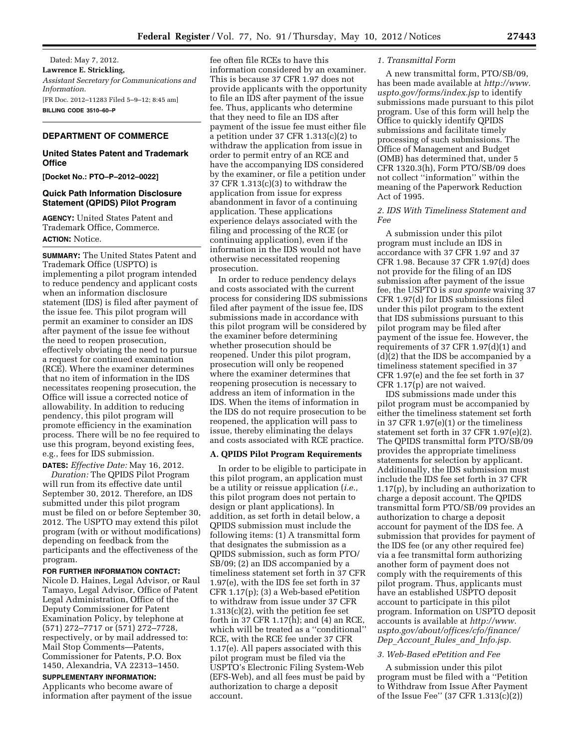Dated: May 7, 2012.

**Lawrence E. Strickling,**

*Assistant Secretary for Communications and Information.*

[FR Doc. 2012–11283 Filed 5–9–12; 8:45 am]

**BILLING CODE 3510–60–P**

## DEPARTMENT OF COMMERCE

### United States Patent and Trademark Office

**[Docket No.: PTO–P–2012–0022]**

### Quick Path Information Disclosure Statement (QPIDS) Pilot Program

**AGENCY:** United States Patent and Trademark Office, Commerce.

**ACTION:** Notice.

**SUMMARY:** The United States Patent and Trademark Office (USPTO) is implementing a pilot program intended to reduce pendency and applicant costs when an information disclosure statement (IDS) is filed after payment of the issue fee. This pilot program will permit an examiner to consider an IDS after payment of the issue fee without the need to reopen prosecution, effectively obviating the need to pursue a request for continued examination (RCE). Where the examiner determines that no item of information in the IDS necessitates reopening prosecution, the Office will issue a corrected notice of allowability. In addition to reducing pendency, this pilot program will promote efficiency in the examination process. There will be no fee required to use this program, beyond existing fees, e.g., fees for IDS submission.

**DATES:** *Effective Date:* May 16, 2012.

*Duration:* The QPIDS Pilot Program will run from its effective date until September 30, 2012. Therefore, an IDS submitted under this pilot program must be filed on or before September 30, 2012. The USPTO may extend this pilot program (with or without modifications) depending on feedback from the participants and the effectiveness of the program.

**FOR FURTHER INFORMATION CONTACT:** Nicole D. Haines, Legal Advisor, or Raul Tamayo, Legal Advisor, Office of Patent Legal Administration, Office of the Deputy Commissioner for Patent Examination Policy, by telephone at (571) 272–7717 or (571) 272–7728, respectively, or by mail addressed to: Mail Stop Comments—Patents, Commissioner for Patents, P.O. Box 1450, Alexandria, VA 22313–1450.

**SUPPLEMENTARY INFORMATION:**

Applicants who become aware of information after payment of the issue fee often file RCEs to have this information considered by an examiner. This is because 37 CFR 1.97 does not provide applicants with the opportunity to file an IDS after payment of the issue fee. Thus, applicants who determine that they need to file an IDS after payment of the issue fee must either file a petition under 37 CFR 1.313(c)(2) to withdraw the application from issue in order to permit entry of an RCE and have the accompanying IDS considered by the examiner, or file a petition under 37 CFR 1.313(c)(3) to withdraw the application from issue for express abandonment in favor of a continuing application. These applications experience delays associated with the filing and processing of the RCE (or continuing application), even if the information in the IDS would not have otherwise necessitated reopening prosecution.

In order to reduce pendency delays and costs associated with the current process for considering IDS submissions filed after payment of the issue fee, IDS submissions made in accordance with this pilot program will be considered by the examiner before determining whether prosecution should be reopened. Under this pilot program, prosecution will only be reopened where the examiner determines that reopening prosecution is necessary to address an item of information in the IDS. When the items of information in the IDS do not require prosecution to be reopened, the application will pass to issue, thereby eliminating the delays and costs associated with RCE practice.

#### A. QPIDS Pilot Program Requirements

In order to be eligible to participate in this pilot program, an application must be a utility or reissue application (*i.e.,* this pilot program does not pertain to design or plant applications). In addition, as set forth in detail below, a QPIDS submission must include the following items: (1) A transmittal form that designates the submission as a QPIDS submission, such as form PTO/SB/09; (2) an IDS accompanied by a timeliness statement set forth in 37 CFR 1.97(e), with the IDS fee set forth in 37 CFR 1.17(p); (3) a Web-based ePetition to withdraw from issue under 37 CFR 1.313(c)(2), with the petition fee set forth in 37 CFR 1.17(h); and (4) an RCE, which will be treated as a ''conditional'' RCE, with the RCE fee under 37 CFR 1.17(e). All papers associated with this pilot program must be filed via the USPTO's Electronic Filing System-Web (EFS-Web), and all fees must be paid by authorization to charge a deposit account.

*1. Transmittal Form*

A new transmittal form, PTO/SB/09, has been made available at *http://www.uspto.gov/forms/index.jsp* to identify submissions made pursuant to this pilot program. Use of this form will help the Office to quickly identify QPIDS submissions and facilitate timely processing of such submissions. The Office of Management and Budget (OMB) has determined that, under 5 CFR 1320.3(h), Form PTO/SB/09 does not collect ''information'' within the meaning of the Paperwork Reduction Act of 1995.

*2. IDS With Timeliness Statement and Fee*

A submission under this pilot program must include an IDS in accordance with 37 CFR 1.97 and 37 CFR 1.98. Because 37 CFR 1.97(d) does not provide for the filing of an IDS submission after payment of the issue fee, the USPTO is *sua sponte* waiving 37 CFR 1.97(d) for IDS submissions filed under this pilot program to the extent that IDS submissions pursuant to this pilot program may be filed after payment of the issue fee. However, the requirements of 37 CFR 1.97(d)(1) and (d)(2) that the IDS be accompanied by a timeliness statement specified in 37 CFR 1.97(e) and the fee set forth in 37 CFR 1.17(p) are not waived.

IDS submissions made under this pilot program must be accompanied by either the timeliness statement set forth in 37 CFR 1.97(e)(1) or the timeliness statement set forth in 37 CFR 1.97(e)(2). The QPIDS transmittal form PTO/SB/09 provides the appropriate timeliness statements for selection by applicant. Additionally, the IDS submission must include the IDS fee set forth in 37 CFR 1.17(p), by including an authorization to charge a deposit account. The QPIDS transmittal form PTO/SB/09 provides an authorization to charge a deposit account for payment of the IDS fee. A submission that provides for payment of the IDS fee (or any other required fee) via a fee transmittal form authorizing another form of payment does not comply with the requirements of this pilot program. Thus, applicants must have an established USPTO deposit account to participate in this pilot program. Information on USPTO deposit accounts is available at *http://www.uspto.gov/about/offices/cfo/finance/Dep_Account_Rules_and_Info.jsp.*

*3. Web-Based ePetition and Fee*

A submission under this pilot program must be filed with a ''Petition to Withdraw from Issue After Payment of the Issue Fee'' (37 CFR 1.313(c)(2))